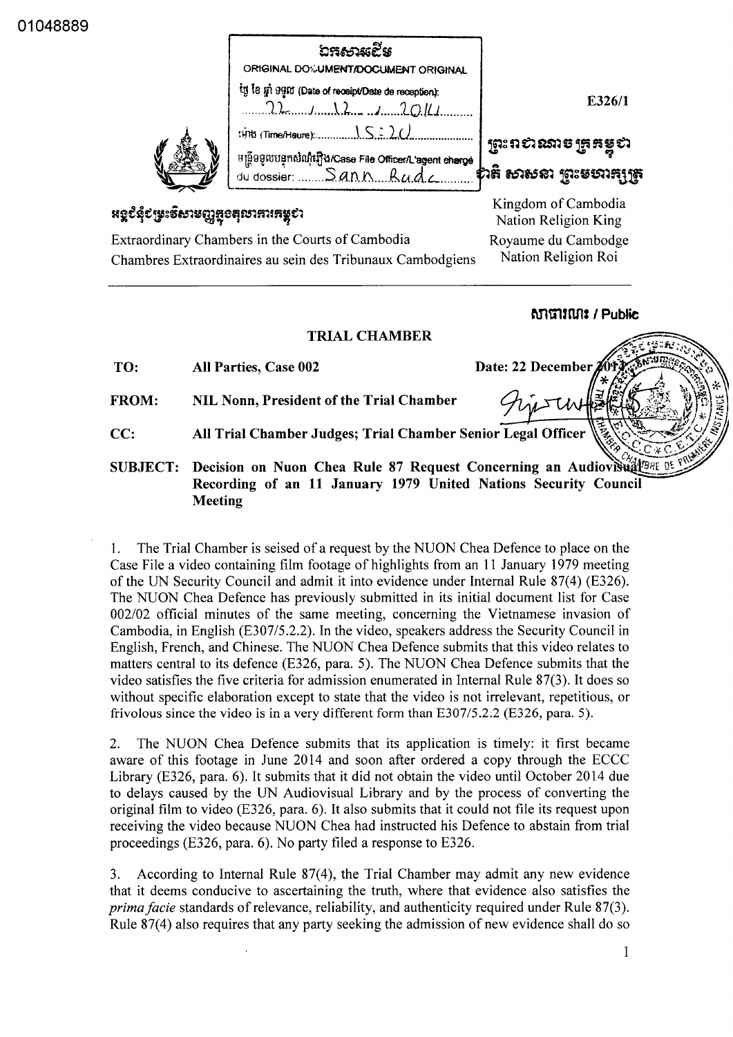01048889

ឯកសារដើម
ORIGINAL DOCUMENT/DOCUMENT ORIGINAL
ថ្ងៃ ខែ ឆ្នាំ ទទួល (Date of receipt/Date de reception):
22 / 12 / 2014
ម៉ោង (Time/Heure): 15:20
មន្ត្រីទទួលបន្ទុកសំណុំរឿង/Case File Officer/L'agent chargé du dossier: Sann Rada

E326/1

ព្រះរាជាណាចក្រកម្ពុជា
ជាតិ សាសនា ព្រះមហាក្សត្រ

Kingdom of Cambodia
Nation Religion King
Royaume du Cambodge
Nation Religion Roi

អង្គជំនុំជម្រះវិសាមញ្ញក្នុងតុលាការកម្ពុជា

Extraordinary Chambers in the Courts of Cambodia
Chambres Extraordinaires au sein des Tribunaux Cambodgiens

សាធារណៈ / Public

**TRIAL CHAMBER**

**TO:** **All Parties, Case 002** **Date: 22 December 2014**

**FROM:** **NIL Nonn, President of the Trial Chamber**

**CC:** **All Trial Chamber Judges; Trial Chamber Senior Legal Officer**

**SUBJECT:** **Decision on Nuon Chea Rule 87 Request Concerning an Audiovisual Recording of an 11 January 1979 United Nations Security Council Meeting**

1. The Trial Chamber is seised of a request by the NUON Chea Defence to place on the Case File a video containing film footage of highlights from an 11 January 1979 meeting of the UN Security Council and admit it into evidence under Internal Rule 87(4) (E326). The NUON Chea Defence has previously submitted in its initial document list for Case 002/02 official minutes of the same meeting, concerning the Vietnamese invasion of Cambodia, in English (E307/5.2.2). In the video, speakers address the Security Council in English, French, and Chinese. The NUON Chea Defence submits that this video relates to matters central to its defence (E326, para. 5). The NUON Chea Defence submits that the video satisfies the five criteria for admission enumerated in Internal Rule 87(3). It does so without specific elaboration except to state that the video is not irrelevant, repetitious, or frivolous since the video is in a very different form than E307/5.2.2 (E326, para. 5).

2. The NUON Chea Defence submits that its application is timely: it first became aware of this footage in June 2014 and soon after ordered a copy through the ECCC Library (E326, para. 6). It submits that it did not obtain the video until October 2014 due to delays caused by the UN Audiovisual Library and by the process of converting the original film to video (E326, para. 6). It also submits that it could not file its request upon receiving the video because NUON Chea had instructed his Defence to abstain from trial proceedings (E326, para. 6). No party filed a response to E326.

3. According to Internal Rule 87(4), the Trial Chamber may admit any new evidence that it deems conducive to ascertaining the truth, where that evidence also satisfies the *prima facie* standards of relevance, reliability, and authenticity required under Rule 87(3). Rule 87(4) also requires that any party seeking the admission of new evidence shall do so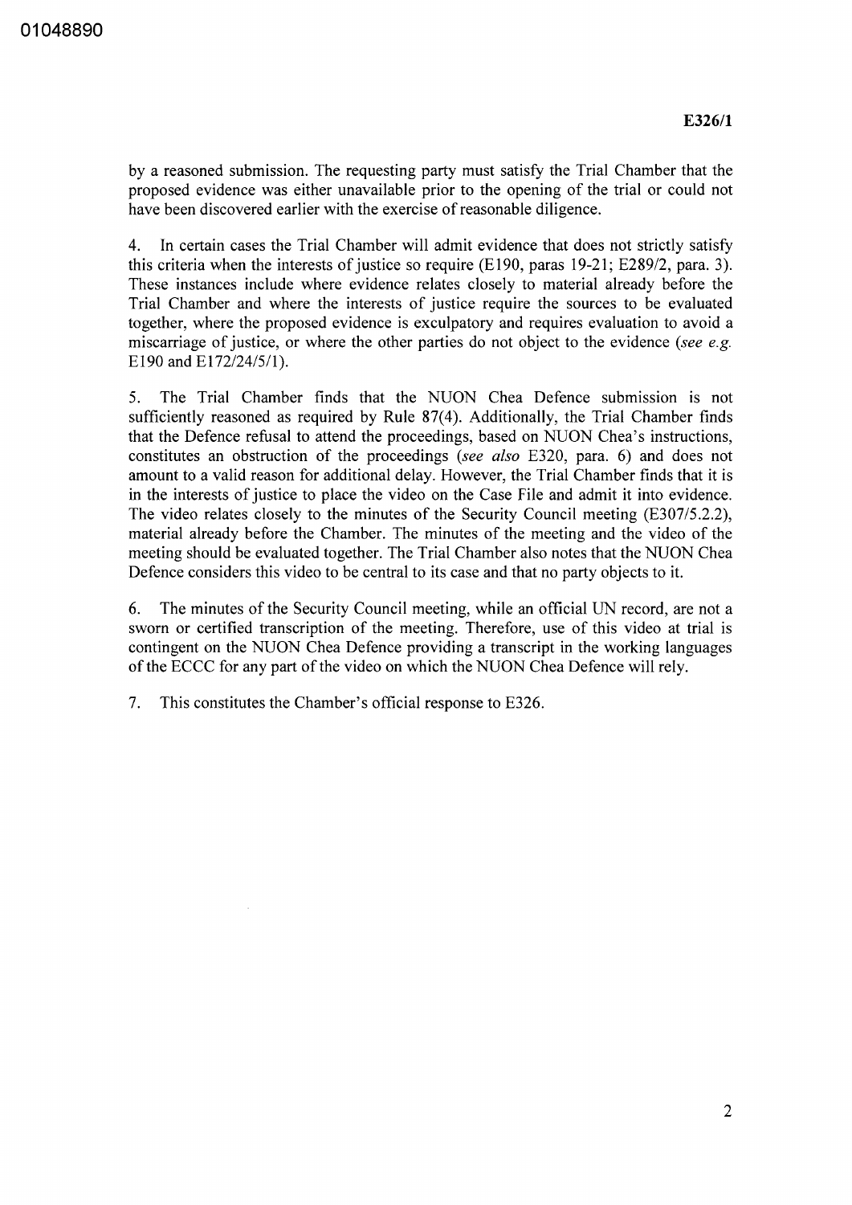by a reasoned submission. The requesting party must satisfy the Trial Chamber that the proposed evidence was either unavailable prior to the opening of the trial or could not have been discovered earlier with the exercise of reasonable diligence.

4. In certain cases the Trial Chamber will admit evidence that does not strictly satisfy this criteria when the interests of justice so require (E190, paras 19-21; E289/2, para. 3). These instances include where evidence relates closely to material already before the Trial Chamber and where the interests of justice require the sources to be evaluated together, where the proposed evidence is exculpatory and requires evaluation to avoid a miscarriage of justice, or where the other parties do not object to the evidence (*see e.g.* E190 and E172/24/5/1).

5. The Trial Chamber finds that the NUON Chea Defence submission is not sufficiently reasoned as required by Rule 87(4). Additionally, the Trial Chamber finds that the Defence refusal to attend the proceedings, based on NUON Chea's instructions, constitutes an obstruction of the proceedings (*see also* E320, para. 6) and does not amount to a valid reason for additional delay. However, the Trial Chamber finds that it is in the interests of justice to place the video on the Case File and admit it into evidence. The video relates closely to the minutes of the Security Council meeting (E307/5.2.2), material already before the Chamber. The minutes of the meeting and the video of the meeting should be evaluated together. The Trial Chamber also notes that the NUON Chea Defence considers this video to be central to its case and that no party objects to it.

6. The minutes of the Security Council meeting, while an official UN record, are not a sworn or certified transcription of the meeting. Therefore, use of this video at trial is contingent on the NUON Chea Defence providing a transcript in the working languages of the ECCC for any part of the video on which the NUON Chea Defence will rely.

7. This constitutes the Chamber's official response to E326.